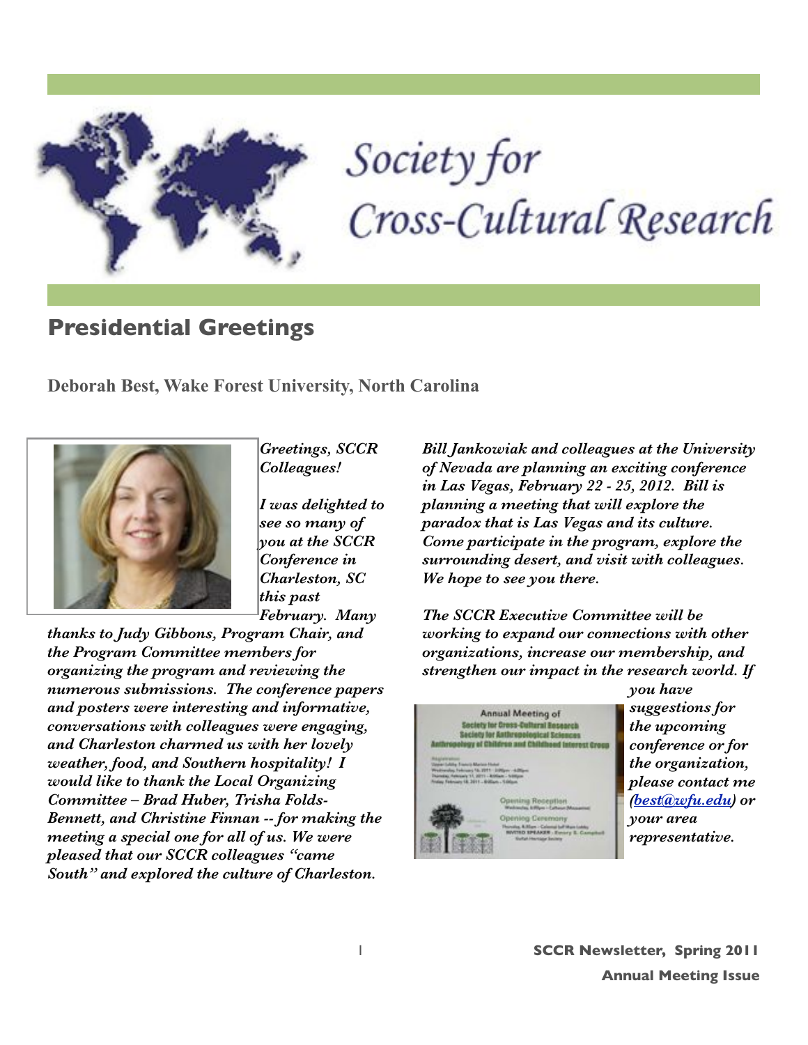# Society for Cross-Cultural Research

## Presidential Greetings

**Deborah Best, Wake Forest University, North Carolina**

***Greetings, SCCR Colleagues!***

***I was delighted to see so many of you at the SCCR Conference in Charleston, SC this past February. Many thanks to Judy Gibbons, Program Chair, and the Program Committee members for organizing the program and reviewing the numerous submissions. The conference papers and posters were interesting and informative, conversations with colleagues were engaging, and Charleston charmed us with her lovely weather, food, and Southern hospitality! I would like to thank the Local Organizing Committee – Brad Huber, Trisha Folds-Bennett, and Christine Finnan -- for making the meeting a special one for all of us. We were pleased that our SCCR colleagues "came South" and explored the culture of Charleston.***

***Bill Jankowiak and colleagues at the University of Nevada are planning an exciting conference in Las Vegas, February 22 - 25, 2012. Bill is planning a meeting that will explore the paradox that is Las Vegas and its culture. Come participate in the program, explore the surrounding desert, and visit with colleagues. We hope to see you there.***

***The SCCR Executive Committee will be working to expand our connections with other organizations, increase our membership, and strengthen our impact in the research world. If you have suggestions for the upcoming conference or for the organization, please contact me (best@wfu.edu) or your area representative.***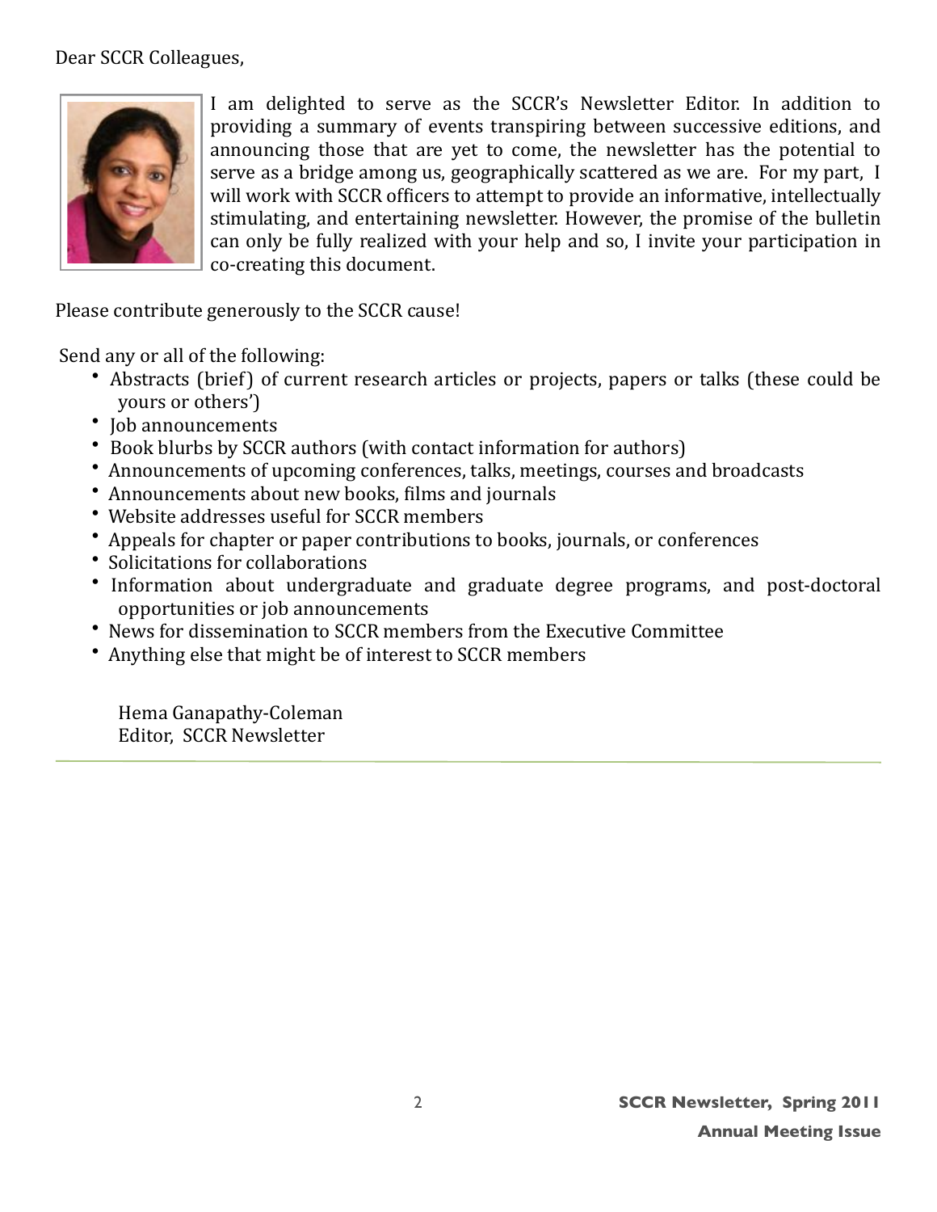Dear SCCR Colleagues,

I am delighted to serve as the SCCR's Newsletter Editor. In addition to providing a summary of events transpiring between successive editions, and announcing those that are yet to come, the newsletter has the potential to serve as a bridge among us, geographically scattered as we are. For my part, I will work with SCCR officers to attempt to provide an informative, intellectually stimulating, and entertaining newsletter. However, the promise of the bulletin can only be fully realized with your help and so, I invite your participation in co-creating this document.

Please contribute generously to the SCCR cause!

Send any or all of the following:

- Abstracts (brief) of current research articles or projects, papers or talks (these could be yours or others')
- Job announcements
- Book blurbs by SCCR authors (with contact information for authors)
- Announcements of upcoming conferences, talks, meetings, courses and broadcasts
- Announcements about new books, films and journals
- Website addresses useful for SCCR members
- Appeals for chapter or paper contributions to books, journals, or conferences
- Solicitations for collaborations
- Information about undergraduate and graduate degree programs, and post-doctoral opportunities or job announcements
- News for dissemination to SCCR members from the Executive Committee
- Anything else that might be of interest to SCCR members

Hema Ganapathy-Coleman
Editor, SCCR Newsletter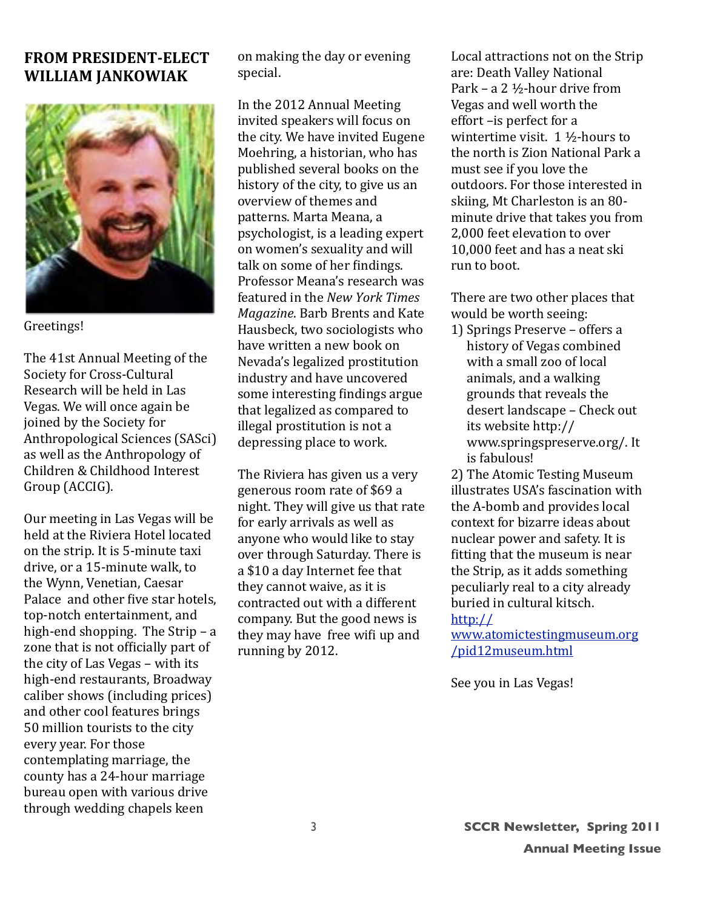## FROM PRESIDENT-ELECT WILLIAM JANKOWIAK

Greetings!

The 41st Annual Meeting of the Society for Cross-Cultural Research will be held in Las Vegas. We will once again be joined by the Society for Anthropological Sciences (SASci) as well as the Anthropology of Children & Childhood Interest Group (ACCIG).

Our meeting in Las Vegas will be held at the Riviera Hotel located on the strip. It is 5-minute taxi drive, or a 15-minute walk, to the Wynn, Venetian, Caesar Palace and other five star hotels, top-notch entertainment, and high-end shopping. The Strip – a zone that is not officially part of the city of Las Vegas – with its high-end restaurants, Broadway caliber shows (including prices) and other cool features brings 50 million tourists to the city every year. For those contemplating marriage, the county has a 24-hour marriage bureau open with various drive through wedding chapels keen on making the day or evening special.

In the 2012 Annual Meeting invited speakers will focus on the city. We have invited Eugene Moehring, a historian, who has published several books on the history of the city, to give us an overview of themes and patterns. Marta Meana, a psychologist, is a leading expert on women's sexuality and will talk on some of her findings. Professor Meana's research was featured in the *New York Times Magazine*. Barb Brents and Kate Hausbeck, two sociologists who have written a new book on Nevada's legalized prostitution industry and have uncovered some interesting findings argue that legalized as compared to illegal prostitution is not a depressing place to work.

The Riviera has given us a very generous room rate of $69 a night. They will give us that rate for early arrivals as well as anyone who would like to stay over through Saturday. There is a $10 a day Internet fee that they cannot waive, as it is contracted out with a different company. But the good news is they may have free wifi up and running by 2012.

Local attractions not on the Strip are: Death Valley National Park – a 2 ½-hour drive from Vegas and well worth the effort –is perfect for a wintertime visit. 1 ½-hours to the north is Zion National Park a must see if you love the outdoors. For those interested in skiing, Mt Charleston is an 80-minute drive that takes you from 2,000 feet elevation to over 10,000 feet and has a neat ski run to boot.

There are two other places that would be worth seeing:

1) Springs Preserve – offers a history of Vegas combined with a small zoo of local animals, and a walking grounds that reveals the desert landscape – Check out its website http://www.springspreserve.org/. It is fabulous!

2) The Atomic Testing Museum illustrates USA's fascination with the A-bomb and provides local context for bizarre ideas about nuclear power and safety. It is fitting that the museum is near the Strip, as it adds something peculiarly real to a city already buried in cultural kitsch. http://www.atomictestingmuseum.org/pid12museum.html

See you in Las Vegas!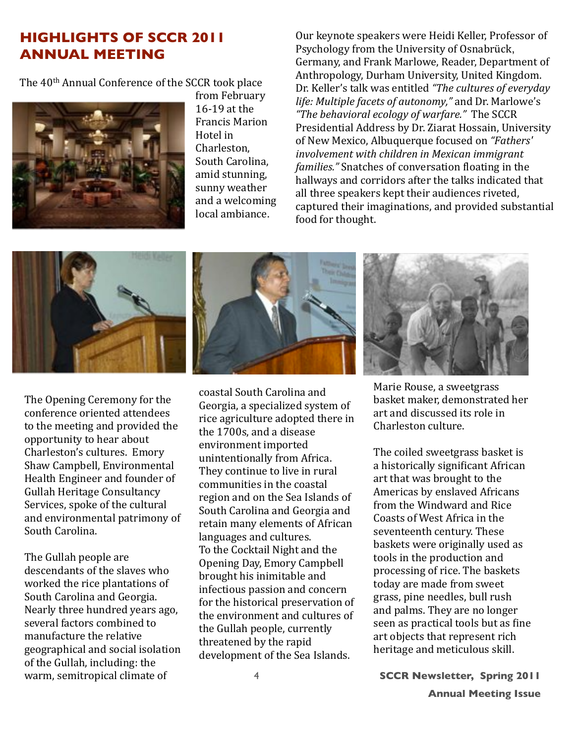## HIGHLIGHTS OF SCCR 2011 ANNUAL MEETING

The 40th Annual Conference of the SCCR took place from February 16-19 at the Francis Marion Hotel in Charleston, South Carolina, amid stunning, sunny weather and a welcoming local ambiance.

Our keynote speakers were Heidi Keller, Professor of Psychology from the University of Osnabrück, Germany, and Frank Marlowe, Reader, Department of Anthropology, Durham University, United Kingdom. Dr. Keller's talk was entitled *"The cultures of everyday life: Multiple facets of autonomy,"* and Dr. Marlowe's *"The behavioral ecology of warfare."* The SCCR Presidential Address by Dr. Ziarat Hossain, University of New Mexico, Albuquerque focused on *"Fathers' involvement with children in Mexican immigrant families."* Snatches of conversation floating in the hallways and corridors after the talks indicated that all three speakers kept their audiences riveted, captured their imaginations, and provided substantial food for thought.

The Opening Ceremony for the conference oriented attendees to the meeting and provided the opportunity to hear about Charleston's cultures. Emory Shaw Campbell, Environmental Health Engineer and founder of Gullah Heritage Consultancy Services, spoke of the cultural and environmental patrimony of South Carolina.

The Gullah people are descendants of the slaves who worked the rice plantations of South Carolina and Georgia. Nearly three hundred years ago, several factors combined to manufacture the relative geographical and social isolation of the Gullah, including: the warm, semitropical climate of coastal South Carolina and Georgia, a specialized system of rice agriculture adopted there in the 1700s, and a disease environment imported unintentionally from Africa. They continue to live in rural communities in the coastal region and on the Sea Islands of South Carolina and Georgia and retain many elements of African languages and cultures.

To the Cocktail Night and the Opening Day, Emory Campbell brought his inimitable and infectious passion and concern for the historical preservation of the environment and cultures of the Gullah people, currently threatened by the rapid development of the Sea Islands.

Marie Rouse, a sweetgrass basket maker, demonstrated her art and discussed its role in Charleston culture.

The coiled sweetgrass basket is a historically significant African art that was brought to the Americas by enslaved Africans from the Windward and Rice Coasts of West Africa in the seventeenth century. These baskets were originally used as tools in the production and processing of rice. The baskets today are made from sweet grass, pine needles, bull rush and palms. They are no longer seen as practical tools but as fine art objects that represent rich heritage and meticulous skill.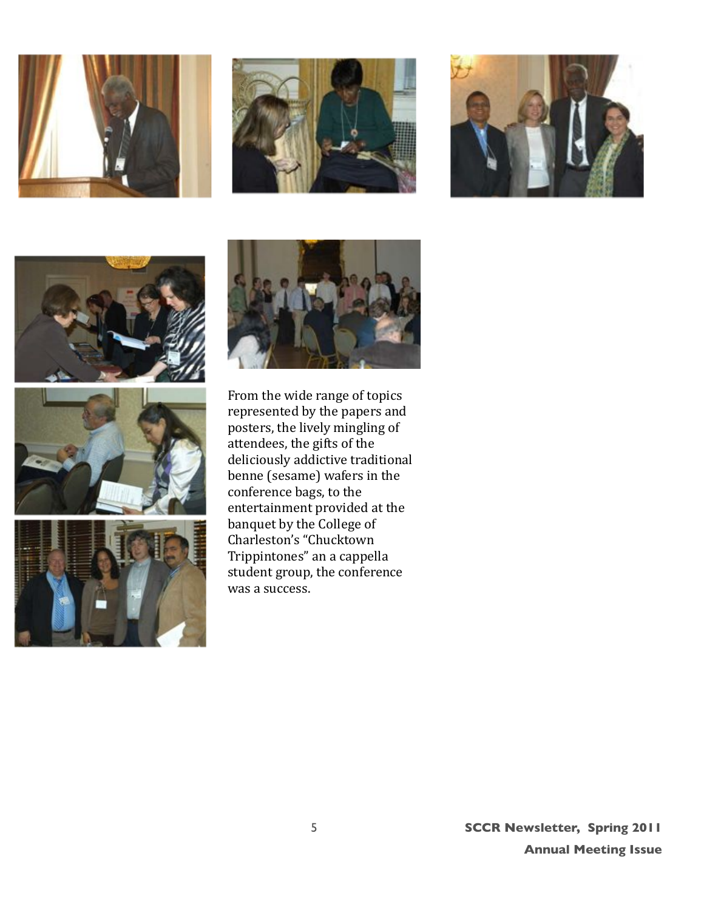From the wide range of topics represented by the papers and posters, the lively mingling of attendees, the gifts of the deliciously addictive traditional benne (sesame) wafers in the conference bags, to the entertainment provided at the banquet by the College of Charleston's "Chucktown Trippintones" an a cappella student group, the conference was a success.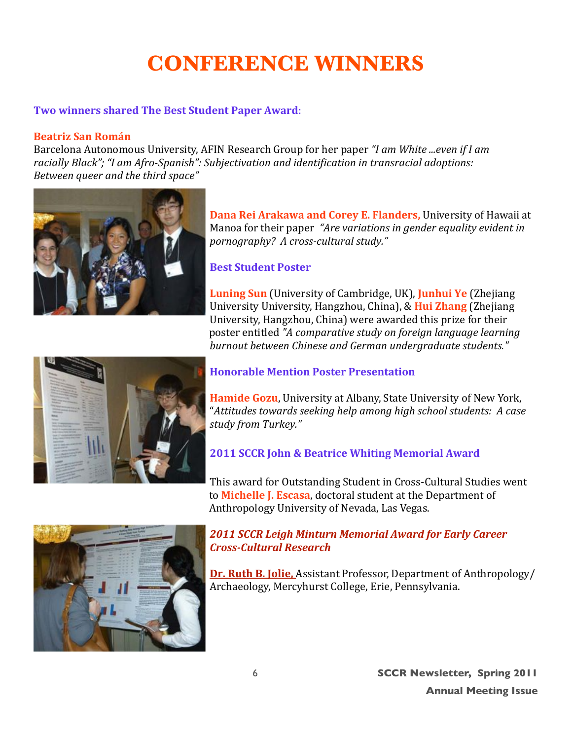# CONFERENCE WINNERS

**Two winners shared The Best Student Paper Award**:

**Beatriz San Román**
Barcelona Autonomous University, AFIN Research Group for her paper *"I am White ...even if I am racially Black"; "I am Afro-Spanish": Subjectivation and identification in transracial adoptions: Between queer and the third space"*

**Dana Rei Arakawa and Corey E. Flanders,** University of Hawaii at Manoa for their paper *"Are variations in gender equality evident in pornography? A cross-cultural study."*

**Best Student Poster**

**Luning Sun** (University of Cambridge, UK), **Junhui Ye** (Zhejiang University University, Hangzhou, China), & **Hui Zhang** (Zhejiang University, Hangzhou, China) were awarded this prize for their poster entitled *"A comparative study on foreign language learning burnout between Chinese and German undergraduate students."*

**Honorable Mention Poster Presentation**

**Hamide Gozu**, University at Albany, State University of New York, "*Attitudes towards seeking help among high school students: A case study from Turkey."*

**2011 SCCR John & Beatrice Whiting Memorial Award**

This award for Outstanding Student in Cross-Cultural Studies went to **Michelle J. Escasa**, doctoral student at the Department of Anthropology University of Nevada, Las Vegas.

***2011 SCCR Leigh Minturn Memorial Award for Early Career Cross-Cultural Research***

**Dr. Ruth B. Jolie,** Assistant Professor, Department of Anthropology/ Archaeology, Mercyhurst College, Erie, Pennsylvania.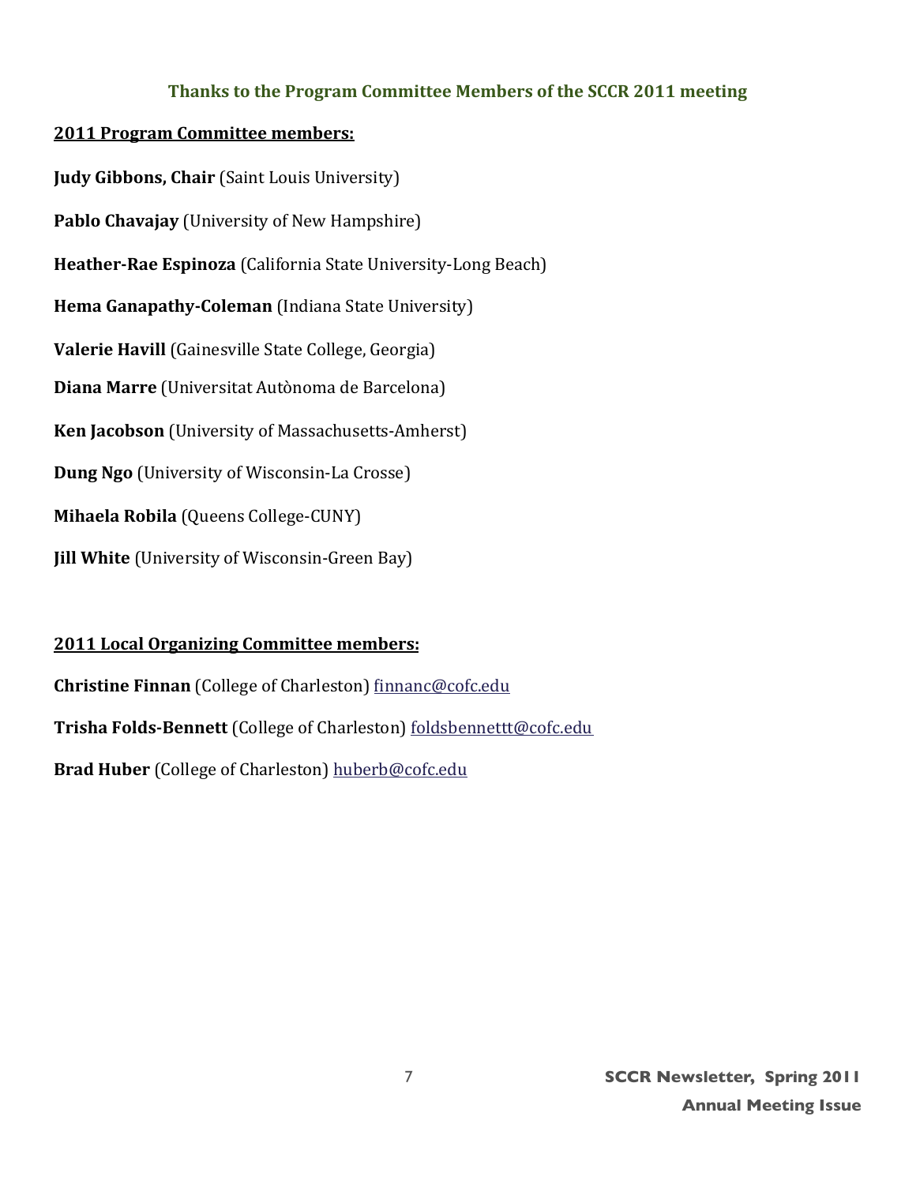## Thanks to the Program Committee Members of the SCCR 2011 meeting

**2011 Program Committee members:**

**Judy Gibbons, Chair** (Saint Louis University)

**Pablo Chavajay** (University of New Hampshire)

**Heather-Rae Espinoza** (California State University-Long Beach)

**Hema Ganapathy-Coleman** (Indiana State University)

**Valerie Havill** (Gainesville State College, Georgia)

**Diana Marre** (Universitat Autònoma de Barcelona)

**Ken Jacobson** (University of Massachusetts-Amherst)

**Dung Ngo** (University of Wisconsin-La Crosse)

**Mihaela Robila** (Queens College-CUNY)

**Jill White** (University of Wisconsin-Green Bay)

**2011 Local Organizing Committee members:**

**Christine Finnan** (College of Charleston) finnanc@cofc.edu

**Trisha Folds-Bennett** (College of Charleston) foldsbennettt@cofc.edu

**Brad Huber** (College of Charleston) huberb@cofc.edu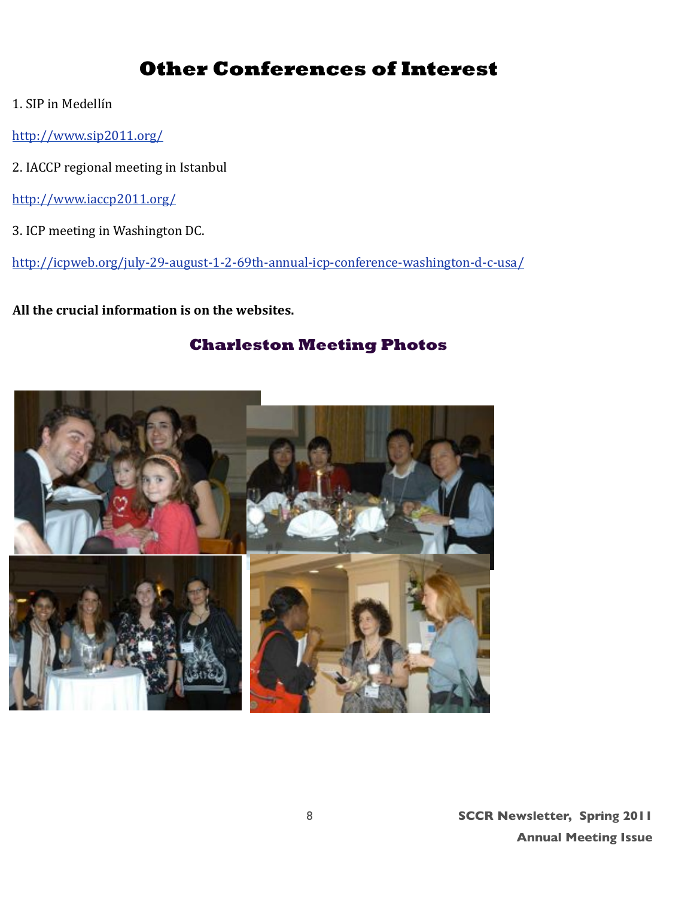# Other Conferences of Interest

1. SIP in Medellín

http://www.sip2011.org/

2. IACCP regional meeting in Istanbul

http://www.iaccp2011.org/

3. ICP meeting in Washington DC.

http://icpweb.org/july-29-august-1-2-69th-annual-icp-conference-washington-d-c-usa/

**All the crucial information is on the websites.**

## Charleston Meeting Photos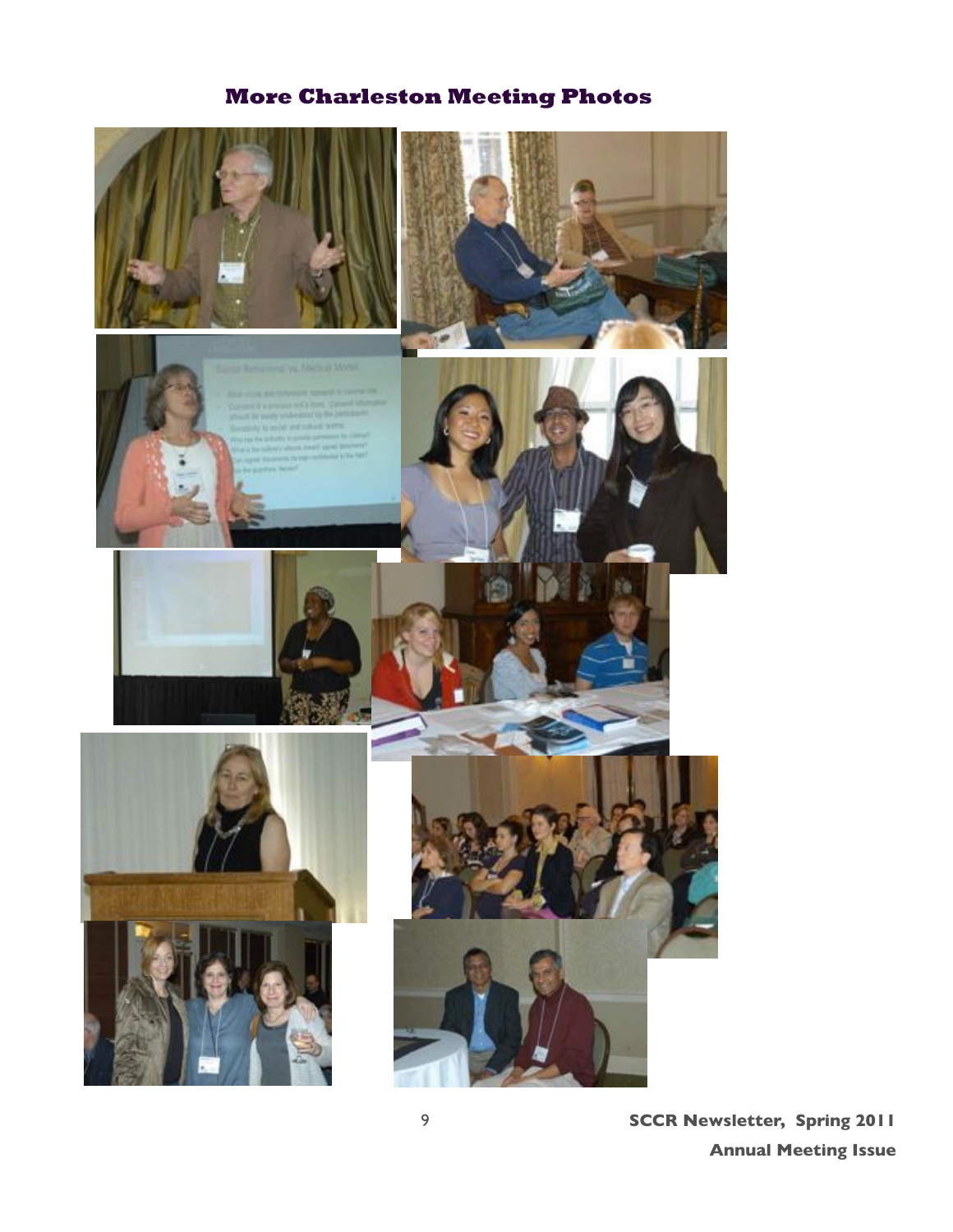# More Charleston Meeting Photos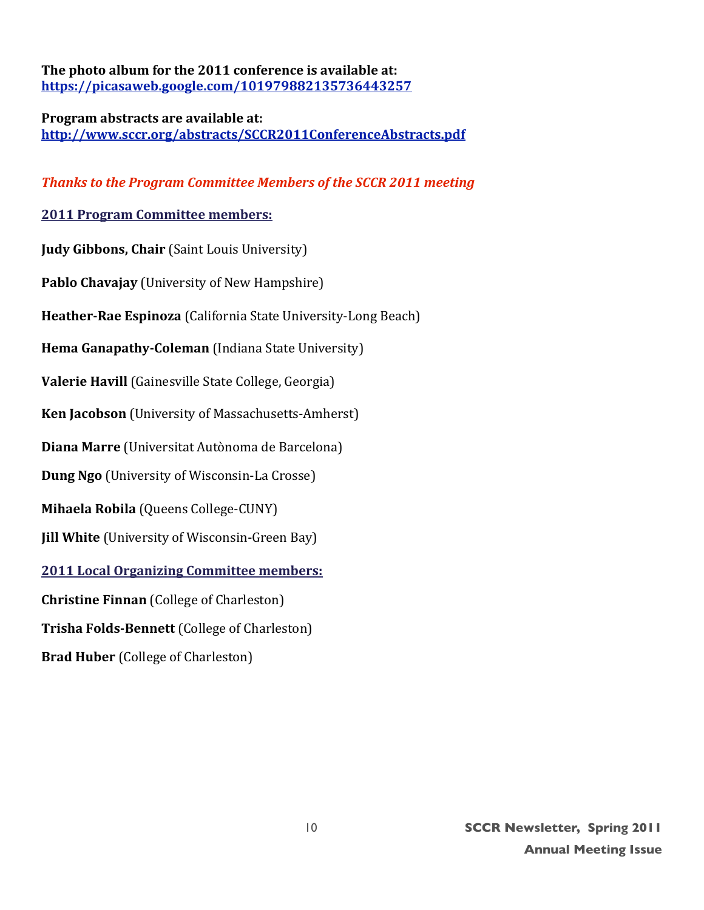**The photo album for the 2011 conference is available at:**
**https://picasaweb.google.com/101979882135736443257**

**Program abstracts are available at:**
**http://www.sccr.org/abstracts/SCCR2011ConferenceAbstracts.pdf**

***Thanks to the Program Committee Members of the SCCR 2011 meeting***

## 2011 Program Committee members:

**Judy Gibbons, Chair** (Saint Louis University)

**Pablo Chavajay** (University of New Hampshire)

**Heather-Rae Espinoza** (California State University-Long Beach)

**Hema Ganapathy-Coleman** (Indiana State University)

**Valerie Havill** (Gainesville State College, Georgia)

**Ken Jacobson** (University of Massachusetts-Amherst)

**Diana Marre** (Universitat Autònoma de Barcelona)

**Dung Ngo** (University of Wisconsin-La Crosse)

**Mihaela Robila** (Queens College-CUNY)

**Jill White** (University of Wisconsin-Green Bay)

## 2011 Local Organizing Committee members:

**Christine Finnan** (College of Charleston)

**Trisha Folds-Bennett** (College of Charleston)

**Brad Huber** (College of Charleston)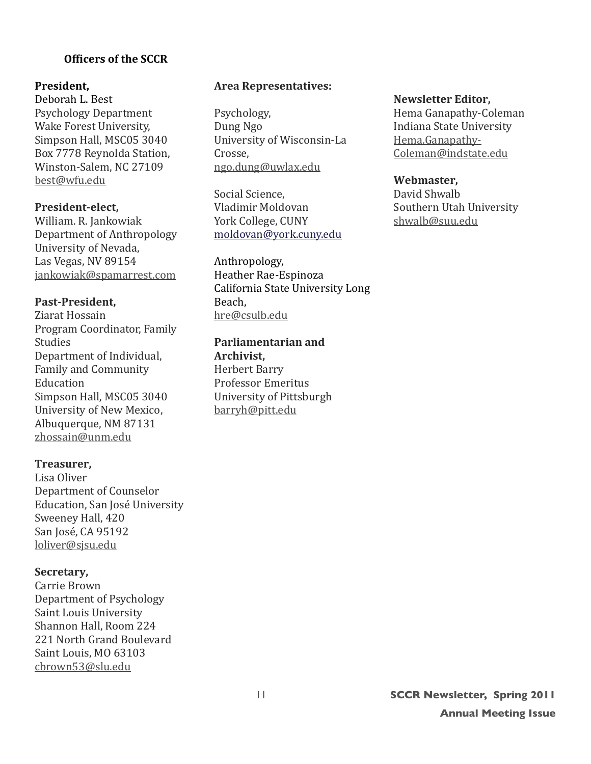**Officers of the SCCR**

**President,**
Deborah L. Best
Psychology Department
Wake Forest University,
Simpson Hall, MSC05 3040
Box 7778 Reynolda Station,
Winston-Salem, NC 27109
best@wfu.edu

**President-elect,**
William. R. Jankowiak
Department of Anthropology
University of Nevada,
Las Vegas, NV 89154
jankowiak@spamarrest.com

**Past-President,**
Ziarat Hossain
Program Coordinator, Family Studies
Department of Individual, Family and Community Education
Simpson Hall, MSC05 3040
University of New Mexico,
Albuquerque, NM 87131
zhossain@unm.edu

**Treasurer,**
Lisa Oliver
Department of Counselor Education, San José University
Sweeney Hall, 420
San José, CA 95192
loliver@sjsu.edu

**Secretary,**
Carrie Brown
Department of Psychology
Saint Louis University
Shannon Hall, Room 224
221 North Grand Boulevard
Saint Louis, MO 63103
cbrown53@slu.edu

**Area Representatives:**

Psychology,
Dung Ngo
University of Wisconsin-La Crosse,
ngo.dung@uwlax.edu

Social Science,
Vladimir Moldovan
York College, CUNY
moldovan@york.cuny.edu

Anthropology,
Heather Rae-Espinoza
California State University Long Beach,
hre@csulb.edu

**Parliamentarian and Archivist,**
Herbert Barry
Professor Emeritus
University of Pittsburgh
barryh@pitt.edu

**Newsletter Editor,**
Hema Ganapathy-Coleman
Indiana State University
Hema.Ganapathy-Coleman@indstate.edu

**Webmaster,**
David Shwalb
Southern Utah University
shwalb@suu.edu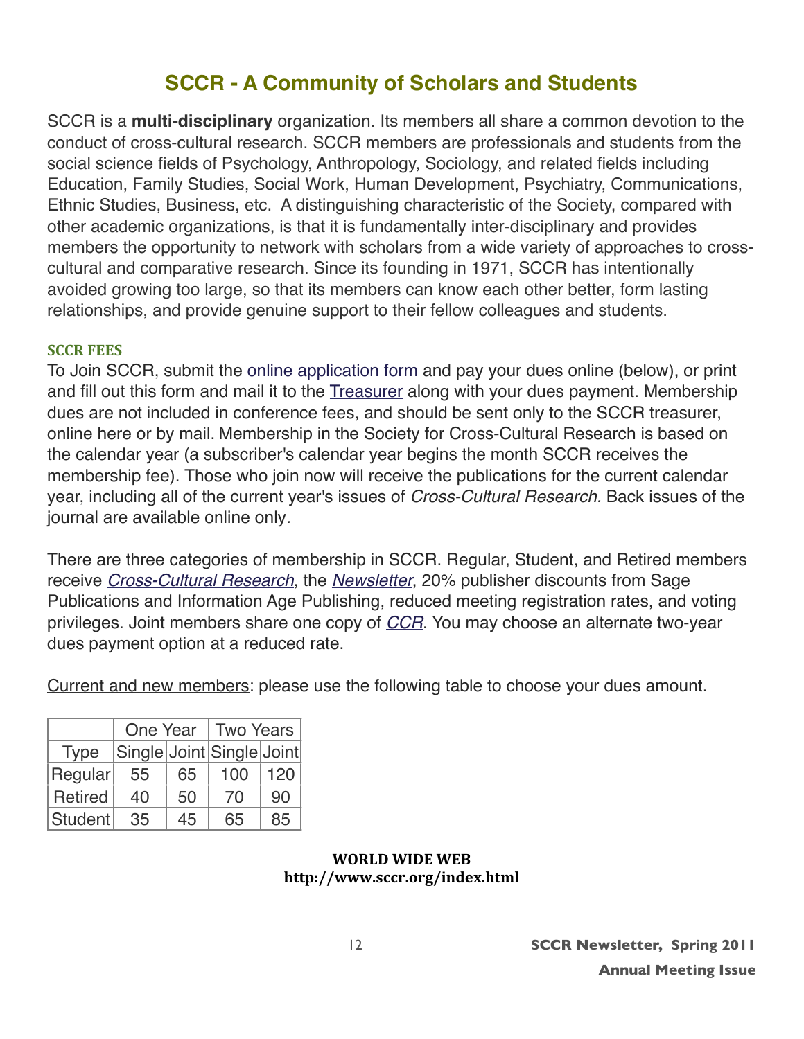# SCCR - A Community of Scholars and Students

SCCR is a **multi-disciplinary** organization. Its members all share a common devotion to the conduct of cross-cultural research. SCCR members are professionals and students from the social science fields of Psychology, Anthropology, Sociology, and related fields including Education, Family Studies, Social Work, Human Development, Psychiatry, Communications, Ethnic Studies, Business, etc. A distinguishing characteristic of the Society, compared with other academic organizations, is that it is fundamentally inter-disciplinary and provides members the opportunity to network with scholars from a wide variety of approaches to cross-cultural and comparative research. Since its founding in 1971, SCCR has intentionally avoided growing too large, so that its members can know each other better, form lasting relationships, and provide genuine support to their fellow colleagues and students.

## SCCR FEES

To Join SCCR, submit the online application form and pay your dues online (below), or print and fill out this form and mail it to the Treasurer along with your dues payment. Membership dues are not included in conference fees, and should be sent only to the SCCR treasurer, online here or by mail. Membership in the Society for Cross-Cultural Research is based on the calendar year (a subscriber's calendar year begins the month SCCR receives the membership fee). Those who join now will receive the publications for the current calendar year, including all of the current year's issues of *Cross-Cultural Research.* Back issues of the journal are available online only.

There are three categories of membership in SCCR. Regular, Student, and Retired members receive *Cross-Cultural Research*, the *Newsletter*, 20% publisher discounts from Sage Publications and Information Age Publishing, reduced meeting registration rates, and voting privileges. Joint members share one copy of *CCR*. You may choose an alternate two-year dues payment option at a reduced rate.

Current and new members: please use the following table to choose your dues amount.

| | One Year | | Two Years | |
|---|---|---|---|---|
| Type | Single | Joint | Single | Joint |
| Regular | 55 | 65 | 100 | 120 |
| Retired | 40 | 50 | 70 | 90 |
| Student | 35 | 45 | 65 | 85 |

**WORLD WIDE WEB**
**http://www.sccr.org/index.html**